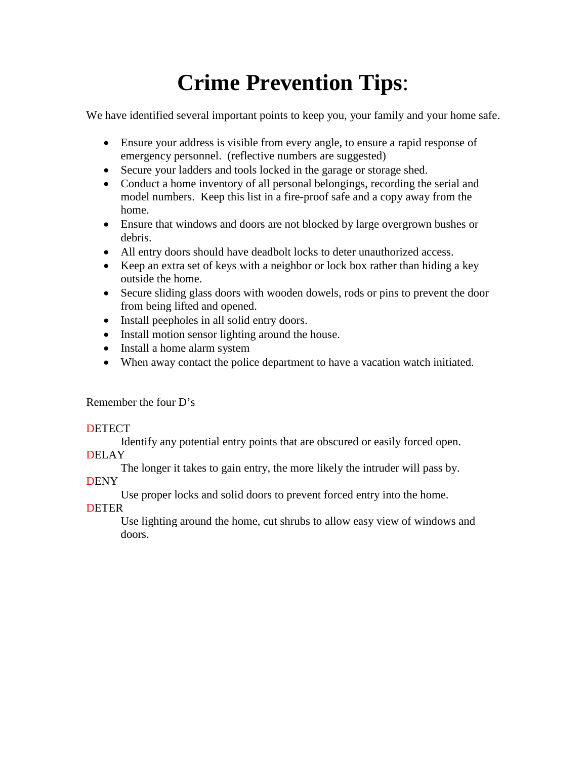# Crime Prevention Tips:

We have identified several important points to keep you, your family and your home safe.

- Ensure your address is visible from every angle, to ensure a rapid response of emergency personnel. (reflective numbers are suggested)
- Secure your ladders and tools locked in the garage or storage shed.
- Conduct a home inventory of all personal belongings, recording the serial and model numbers. Keep this list in a fire-proof safe and a copy away from the home.
- Ensure that windows and doors are not blocked by large overgrown bushes or debris.
- All entry doors should have deadbolt locks to deter unauthorized access.
- Keep an extra set of keys with a neighbor or lock box rather than hiding a key outside the home.
- Secure sliding glass doors with wooden dowels, rods or pins to prevent the door from being lifted and opened.
- Install peepholes in all solid entry doors.
- Install motion sensor lighting around the house.
- Install a home alarm system
- When away contact the police department to have a vacation watch initiated.

Remember the four D's

DETECT

Identify any potential entry points that are obscured or easily forced open.

DELAY

The longer it takes to gain entry, the more likely the intruder will pass by.

DENY

Use proper locks and solid doors to prevent forced entry into the home.

DETER

Use lighting around the home, cut shrubs to allow easy view of windows and doors.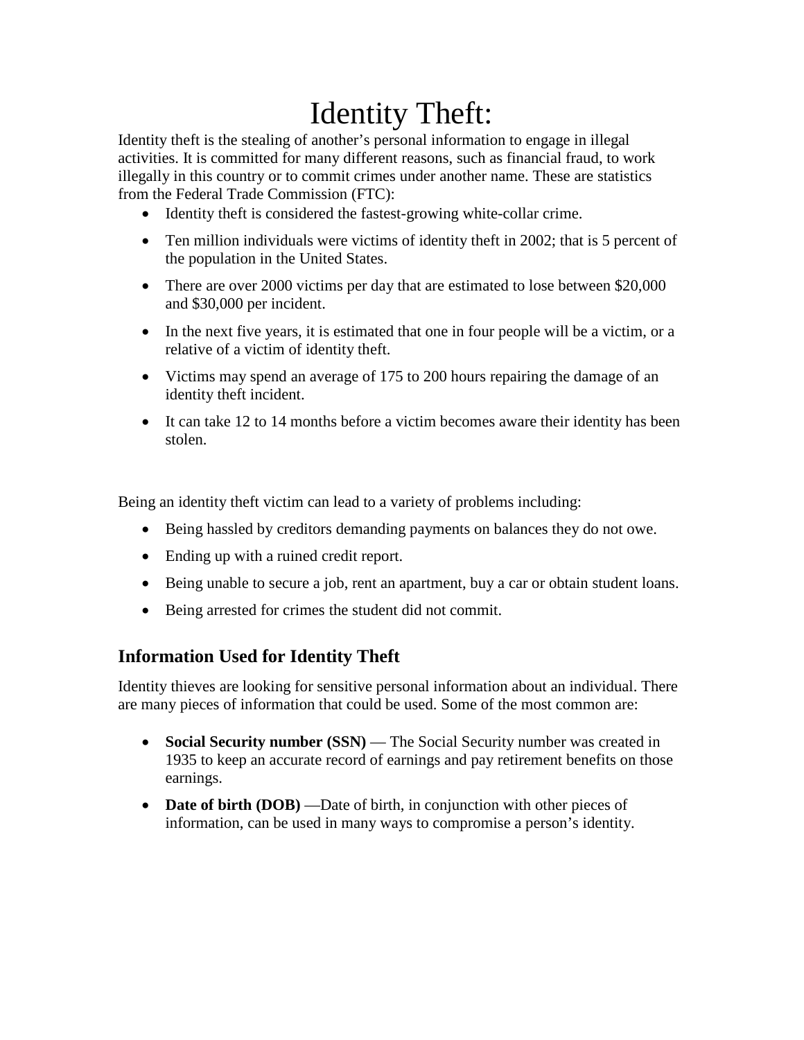# Identity Theft:

Identity theft is the stealing of another's personal information to engage in illegal activities. It is committed for many different reasons, such as financial fraud, to work illegally in this country or to commit crimes under another name. These are statistics from the Federal Trade Commission (FTC):

- Identity theft is considered the fastest-growing white-collar crime.
- Ten million individuals were victims of identity theft in 2002; that is 5 percent of the population in the United States.
- There are over 2000 victims per day that are estimated to lose between $20,000 and $30,000 per incident.
- In the next five years, it is estimated that one in four people will be a victim, or a relative of a victim of identity theft.
- Victims may spend an average of 175 to 200 hours repairing the damage of an identity theft incident.
- It can take 12 to 14 months before a victim becomes aware their identity has been stolen.

Being an identity theft victim can lead to a variety of problems including:

- Being hassled by creditors demanding payments on balances they do not owe.
- Ending up with a ruined credit report.
- Being unable to secure a job, rent an apartment, buy a car or obtain student loans.
- Being arrested for crimes the student did not commit.

## Information Used for Identity Theft

Identity thieves are looking for sensitive personal information about an individual. There are many pieces of information that could be used. Some of the most common are:

- **Social Security number (SSN)** — The Social Security number was created in 1935 to keep an accurate record of earnings and pay retirement benefits on those earnings.
- **Date of birth (DOB)** —Date of birth, in conjunction with other pieces of information, can be used in many ways to compromise a person's identity.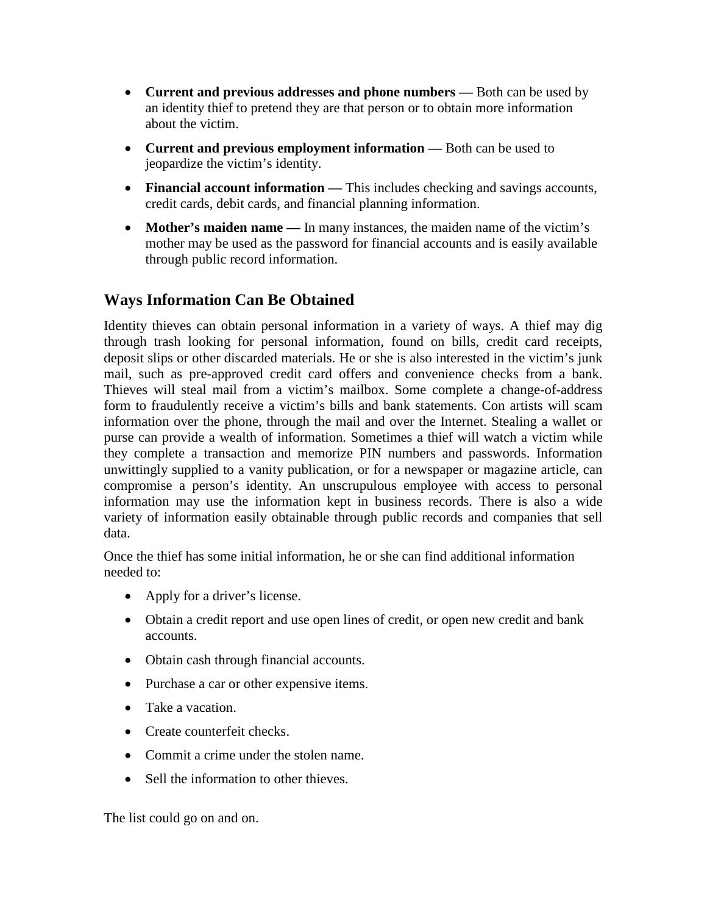- **Current and previous addresses and phone numbers —** Both can be used by an identity thief to pretend they are that person or to obtain more information about the victim.
- **Current and previous employment information —** Both can be used to jeopardize the victim's identity.
- **Financial account information —** This includes checking and savings accounts, credit cards, debit cards, and financial planning information.
- **Mother's maiden name —** In many instances, the maiden name of the victim's mother may be used as the password for financial accounts and is easily available through public record information.

## Ways Information Can Be Obtained

Identity thieves can obtain personal information in a variety of ways. A thief may dig through trash looking for personal information, found on bills, credit card receipts, deposit slips or other discarded materials. He or she is also interested in the victim's junk mail, such as pre-approved credit card offers and convenience checks from a bank. Thieves will steal mail from a victim's mailbox. Some complete a change-of-address form to fraudulently receive a victim's bills and bank statements. Con artists will scam information over the phone, through the mail and over the Internet. Stealing a wallet or purse can provide a wealth of information. Sometimes a thief will watch a victim while they complete a transaction and memorize PIN numbers and passwords. Information unwittingly supplied to a vanity publication, or for a newspaper or magazine article, can compromise a person's identity. An unscrupulous employee with access to personal information may use the information kept in business records. There is also a wide variety of information easily obtainable through public records and companies that sell data.

Once the thief has some initial information, he or she can find additional information needed to:

- Apply for a driver's license.
- Obtain a credit report and use open lines of credit, or open new credit and bank accounts.
- Obtain cash through financial accounts.
- Purchase a car or other expensive items.
- Take a vacation.
- Create counterfeit checks.
- Commit a crime under the stolen name.
- Sell the information to other thieves.

The list could go on and on.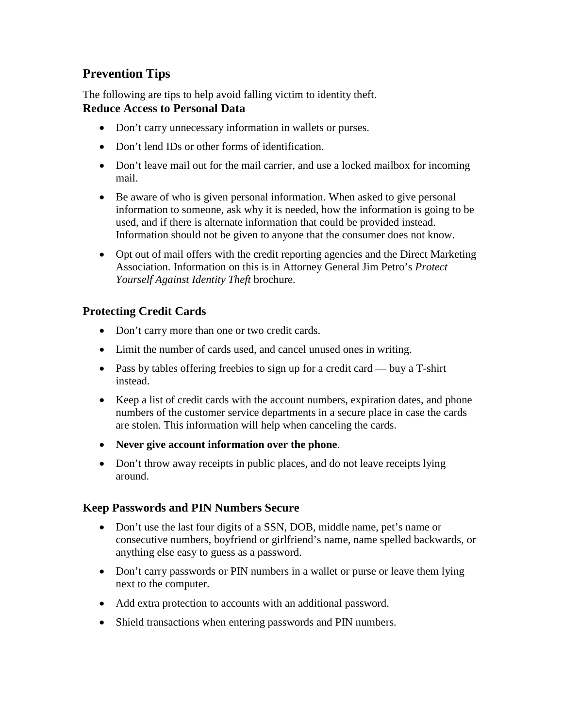## Prevention Tips

The following are tips to help avoid falling victim to identity theft.

### Reduce Access to Personal Data

- Don't carry unnecessary information in wallets or purses.
- Don't lend IDs or other forms of identification.
- Don't leave mail out for the mail carrier, and use a locked mailbox for incoming mail.
- Be aware of who is given personal information. When asked to give personal information to someone, ask why it is needed, how the information is going to be used, and if there is alternate information that could be provided instead. Information should not be given to anyone that the consumer does not know.
- Opt out of mail offers with the credit reporting agencies and the Direct Marketing Association. Information on this is in Attorney General Jim Petro's *Protect Yourself Against Identity Theft* brochure.

### Protecting Credit Cards

- Don't carry more than one or two credit cards.
- Limit the number of cards used, and cancel unused ones in writing.
- Pass by tables offering freebies to sign up for a credit card — buy a T-shirt instead.
- Keep a list of credit cards with the account numbers, expiration dates, and phone numbers of the customer service departments in a secure place in case the cards are stolen. This information will help when canceling the cards.
- **Never give account information over the phone**.
- Don't throw away receipts in public places, and do not leave receipts lying around.

### Keep Passwords and PIN Numbers Secure

- Don't use the last four digits of a SSN, DOB, middle name, pet's name or consecutive numbers, boyfriend or girlfriend's name, name spelled backwards, or anything else easy to guess as a password.
- Don't carry passwords or PIN numbers in a wallet or purse or leave them lying next to the computer.
- Add extra protection to accounts with an additional password.
- Shield transactions when entering passwords and PIN numbers.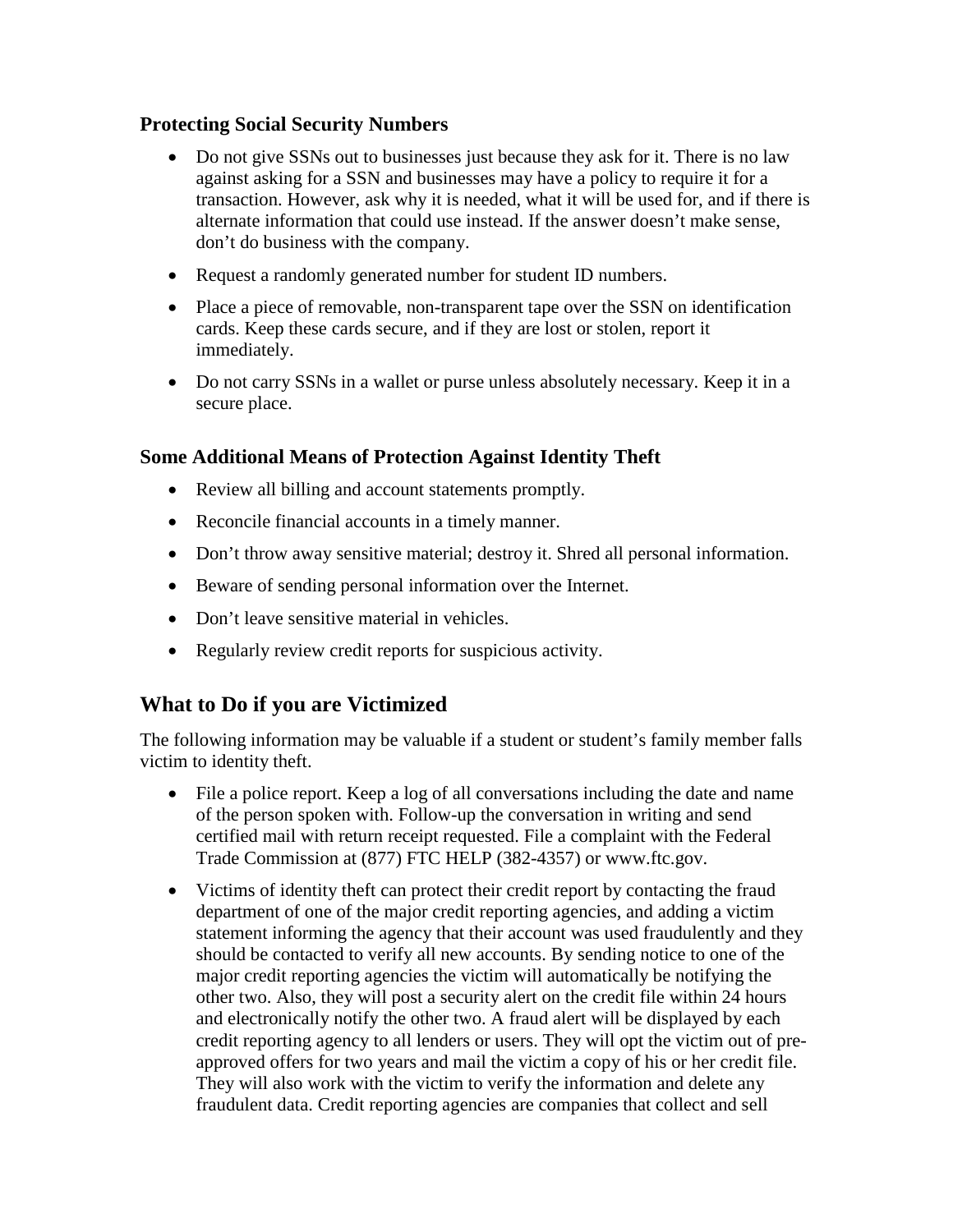### Protecting Social Security Numbers

- Do not give SSNs out to businesses just because they ask for it. There is no law against asking for a SSN and businesses may have a policy to require it for a transaction. However, ask why it is needed, what it will be used for, and if there is alternate information that could use instead. If the answer doesn't make sense, don't do business with the company.
- Request a randomly generated number for student ID numbers.
- Place a piece of removable, non-transparent tape over the SSN on identification cards. Keep these cards secure, and if they are lost or stolen, report it immediately.
- Do not carry SSNs in a wallet or purse unless absolutely necessary. Keep it in a secure place.

### Some Additional Means of Protection Against Identity Theft

- Review all billing and account statements promptly.
- Reconcile financial accounts in a timely manner.
- Don't throw away sensitive material; destroy it. Shred all personal information.
- Beware of sending personal information over the Internet.
- Don't leave sensitive material in vehicles.
- Regularly review credit reports for suspicious activity.

## What to Do if you are Victimized

The following information may be valuable if a student or student's family member falls victim to identity theft.

- File a police report. Keep a log of all conversations including the date and name of the person spoken with. Follow-up the conversation in writing and send certified mail with return receipt requested. File a complaint with the Federal Trade Commission at (877) FTC HELP (382-4357) or www.ftc.gov.
- Victims of identity theft can protect their credit report by contacting the fraud department of one of the major credit reporting agencies, and adding a victim statement informing the agency that their account was used fraudulently and they should be contacted to verify all new accounts. By sending notice to one of the major credit reporting agencies the victim will automatically be notifying the other two. Also, they will post a security alert on the credit file within 24 hours and electronically notify the other two. A fraud alert will be displayed by each credit reporting agency to all lenders or users. They will opt the victim out of pre-approved offers for two years and mail the victim a copy of his or her credit file. They will also work with the victim to verify the information and delete any fraudulent data. Credit reporting agencies are companies that collect and sell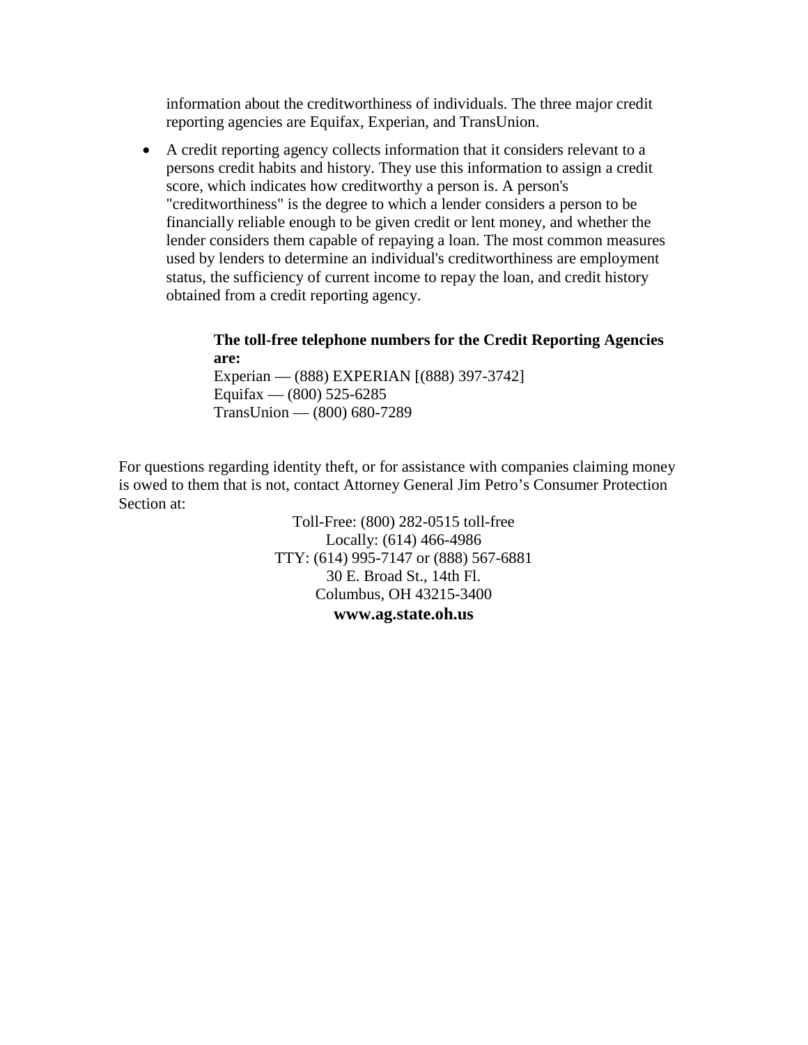information about the creditworthiness of individuals. The three major credit reporting agencies are Equifax, Experian, and TransUnion.

- A credit reporting agency collects information that it considers relevant to a persons credit habits and history. They use this information to assign a credit score, which indicates how creditworthy a person is. A person's "creditworthiness" is the degree to which a lender considers a person to be financially reliable enough to be given credit or lent money, and whether the lender considers them capable of repaying a loan. The most common measures used by lenders to determine an individual's creditworthiness are employment status, the sufficiency of current income to repay the loan, and credit history obtained from a credit reporting agency.

**The toll-free telephone numbers for the Credit Reporting Agencies are:**
Experian — (888) EXPERIAN [(888) 397-3742]
Equifax — (800) 525-6285
TransUnion — (800) 680-7289

For questions regarding identity theft, or for assistance with companies claiming money is owed to them that is not, contact Attorney General Jim Petro's Consumer Protection Section at:

Toll-Free: (800) 282-0515 toll-free
Locally: (614) 466-4986
TTY: (614) 995-7147 or (888) 567-6881
30 E. Broad St., 14th Fl.
Columbus, OH 43215-3400
**www.ag.state.oh.us**